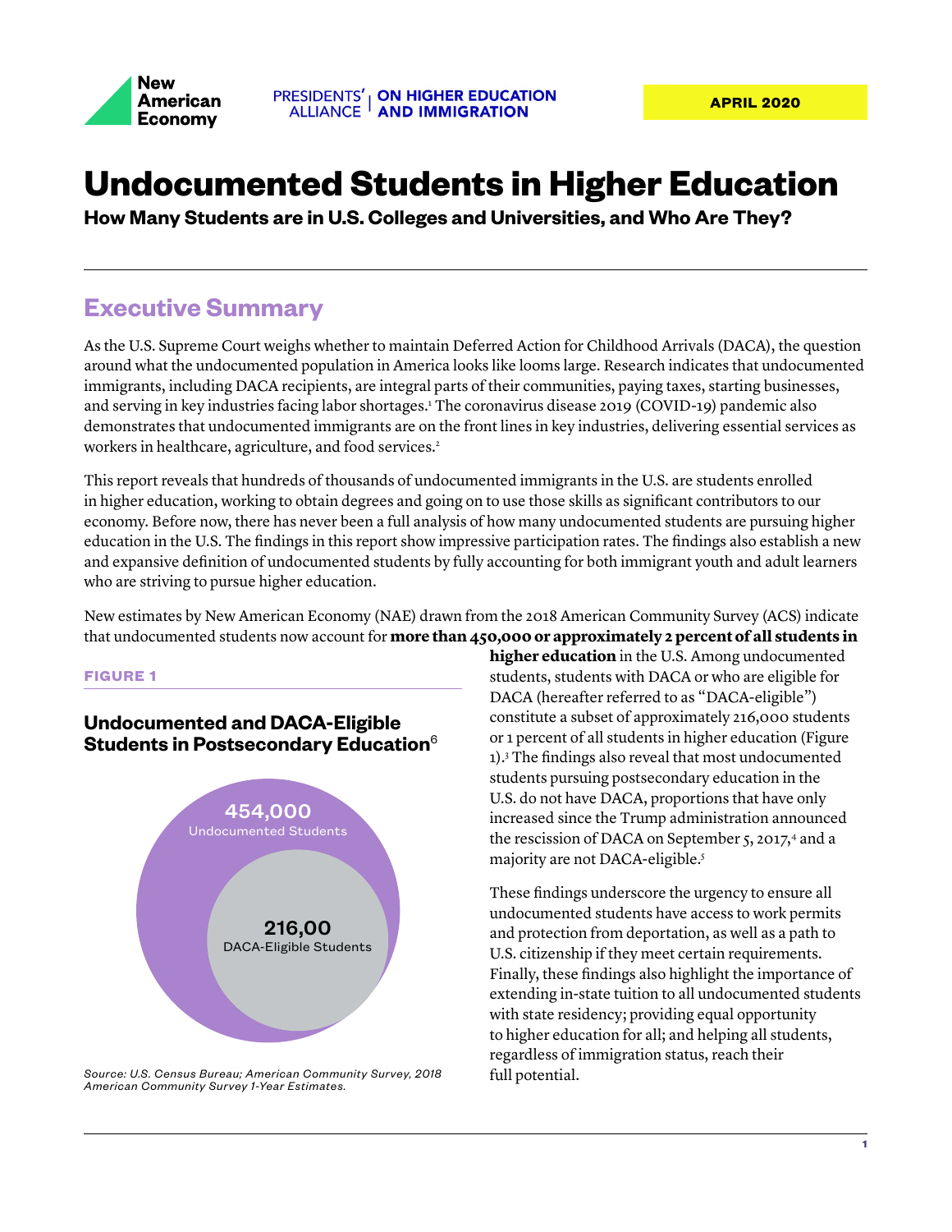New American Economy

PRESIDENTS' ALLIANCE | ON HIGHER EDUCATION AND IMMIGRATION

APRIL 2020

# Undocumented Students in Higher Education

**How Many Students are in U.S. Colleges and Universities, and Who Are They?**

## Executive Summary

As the U.S. Supreme Court weighs whether to maintain Deferred Action for Childhood Arrivals (DACA), the question around what the undocumented population in America looks like looms large. Research indicates that undocumented immigrants, including DACA recipients, are integral parts of their communities, paying taxes, starting businesses, and serving in key industries facing labor shortages.[1] The coronavirus disease 2019 (COVID-19) pandemic also demonstrates that undocumented immigrants are on the front lines in key industries, delivering essential services as workers in healthcare, agriculture, and food services.[2]

This report reveals that hundreds of thousands of undocumented immigrants in the U.S. are students enrolled in higher education, working to obtain degrees and going on to use those skills as significant contributors to our economy. Before now, there has never been a full analysis of how many undocumented students are pursuing higher education in the U.S. The findings in this report show impressive participation rates. The findings also establish a new and expansive definition of undocumented students by fully accounting for both immigrant youth and adult learners who are striving to pursue higher education.

New estimates by New American Economy (NAE) drawn from the 2018 American Community Survey (ACS) indicate that undocumented students now account for **more than 450,000 or approximately 2 percent of all students in higher education** in the U.S. Among undocumented students, students with DACA or who are eligible for DACA (hereafter referred to as "DACA-eligible") constitute a subset of approximately 216,000 students or 1 percent of all students in higher education (Figure 1).[3] The findings also reveal that most undocumented students pursuing postsecondary education in the U.S. do not have DACA, proportions that have only increased since the Trump administration announced the rescission of DACA on September 5, 2017,[4] and a majority are not DACA-eligible.[5]

**FIGURE 1**

### Undocumented and DACA-Eligible Students in Postsecondary Education[6]

454,000 Undocumented Students

216,00 DACA-Eligible Students

*Source: U.S. Census Bureau; American Community Survey, 2018 American Community Survey 1-Year Estimates.*

These findings underscore the urgency to ensure all undocumented students have access to work permits and protection from deportation, as well as a path to U.S. citizenship if they meet certain requirements. Finally, these findings also highlight the importance of extending in-state tuition to all undocumented students with state residency; providing equal opportunity to higher education for all; and helping all students, regardless of immigration status, reach their full potential.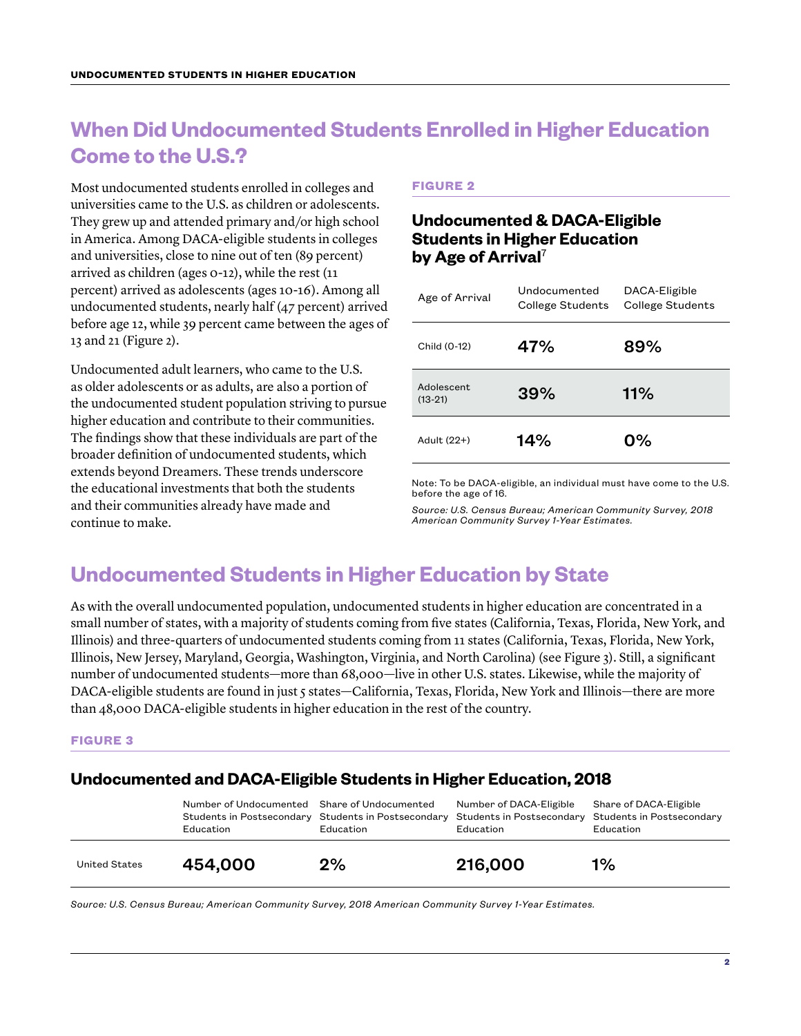## When Did Undocumented Students Enrolled in Higher Education Come to the U.S.?

Most undocumented students enrolled in colleges and universities came to the U.S. as children or adolescents. They grew up and attended primary and/or high school in America. Among DACA-eligible students in colleges and universities, close to nine out of ten (89 percent) arrived as children (ages 0-12), while the rest (11 percent) arrived as adolescents (ages 10-16). Among all undocumented students, nearly half (47 percent) arrived before age 12, while 39 percent came between the ages of 13 and 21 (Figure 2).

Undocumented adult learners, who came to the U.S. as older adolescents or as adults, are also a portion of the undocumented student population striving to pursue higher education and contribute to their communities. The findings show that these individuals are part of the broader definition of undocumented students, which extends beyond Dreamers. These trends underscore the educational investments that both the students and their communities already have made and continue to make.

**FIGURE 2**

### Undocumented & DACA-Eligible Students in Higher Education by Age of Arrival[7]

| Age of Arrival | Undocumented College Students | DACA-Eligible College Students |
|---|---|---|
| Child (0-12) | 47% | 89% |
| Adolescent (13-21) | 39% | 11% |
| Adult (22+) | 14% | 0% |

Note: To be DACA-eligible, an individual must have come to the U.S. before the age of 16.

*Source: U.S. Census Bureau; American Community Survey, 2018 American Community Survey 1-Year Estimates.*

## Undocumented Students in Higher Education by State

As with the overall undocumented population, undocumented students in higher education are concentrated in a small number of states, with a majority of students coming from five states (California, Texas, Florida, New York, and Illinois) and three-quarters of undocumented students coming from 11 states (California, Texas, Florida, New York, Illinois, New Jersey, Maryland, Georgia, Washington, Virginia, and North Carolina) (see Figure 3). Still, a significant number of undocumented students—more than 68,000—live in other U.S. states. Likewise, while the majority of DACA-eligible students are found in just 5 states—California, Texas, Florida, New York and Illinois—there are more than 48,000 DACA-eligible students in higher education in the rest of the country.

**FIGURE 3**

### Undocumented and DACA-Eligible Students in Higher Education, 2018

| | Number of Undocumented Students in Postsecondary Education | Share of Undocumented Students in Postsecondary Education | Number of DACA-Eligible Students in Postsecondary Education | Share of DACA-Eligible Students in Postsecondary Education |
|---|---|---|---|---|
| United States | 454,000 | 2% | 216,000 | 1% |

*Source: U.S. Census Bureau; American Community Survey, 2018 American Community Survey 1-Year Estimates.*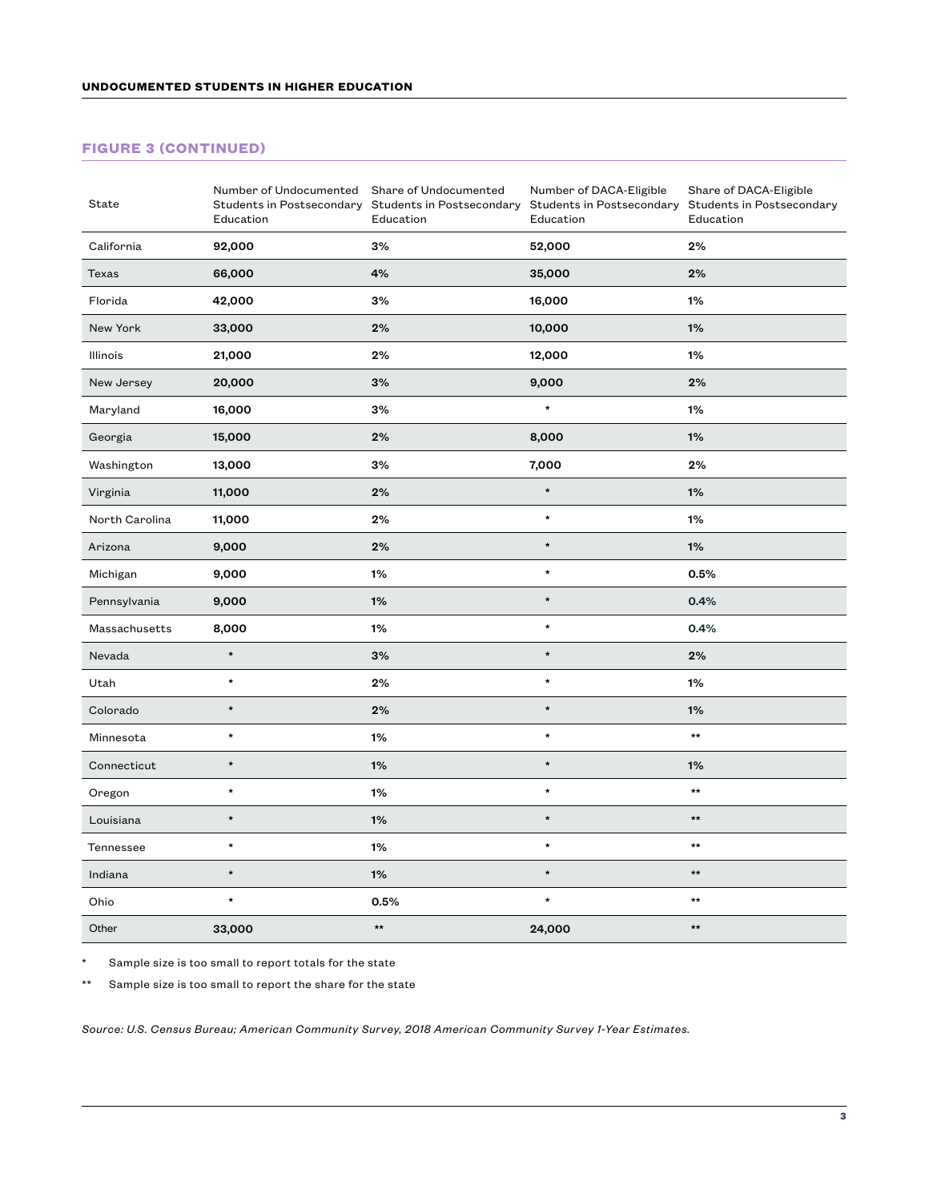## FIGURE 3 (CONTINUED)

| State | Number of Undocumented Students in Postsecondary Education | Share of Undocumented Students in Postsecondary Education | Number of DACA-Eligible Students in Postsecondary Education | Share of DACA-Eligible Students in Postsecondary Education |
|---|---|---|---|---|
| California | **92,000** | **3%** | **52,000** | **2%** |
| Texas | **66,000** | **4%** | **35,000** | **2%** |
| Florida | **42,000** | **3%** | **16,000** | **1%** |
| New York | **33,000** | **2%** | **10,000** | **1%** |
| Illinois | **21,000** | **2%** | **12,000** | **1%** |
| New Jersey | **20,000** | **3%** | **9,000** | **2%** |
| Maryland | **16,000** | **3%** | * | **1%** |
| Georgia | **15,000** | **2%** | **8,000** | **1%** |
| Washington | **13,000** | **3%** | **7,000** | **2%** |
| Virginia | **11,000** | **2%** | * | **1%** |
| North Carolina | **11,000** | **2%** | * | **1%** |
| Arizona | **9,000** | **2%** | * | **1%** |
| Michigan | **9,000** | **1%** | * | **0.5%** |
| Pennsylvania | **9,000** | **1%** | * | **0.4%** |
| Massachusetts | **8,000** | **1%** | * | **0.4%** |
| Nevada | * | **3%** | * | **2%** |
| Utah | * | **2%** | * | **1%** |
| Colorado | * | **2%** | * | **1%** |
| Minnesota | * | **1%** | * | ** |
| Connecticut | * | **1%** | * | **1%** |
| Oregon | * | **1%** | * | ** |
| Louisiana | * | **1%** | * | ** |
| Tennessee | * | **1%** | * | ** |
| Indiana | * | **1%** | * | ** |
| Ohio | * | **0.5%** | * | ** |
| Other | **33,000** | ** | **24,000** | ** |

\* Sample size is too small to report totals for the state

\** Sample size is too small to report the share for the state

*Source: U.S. Census Bureau; American Community Survey, 2018 American Community Survey 1-Year Estimates.*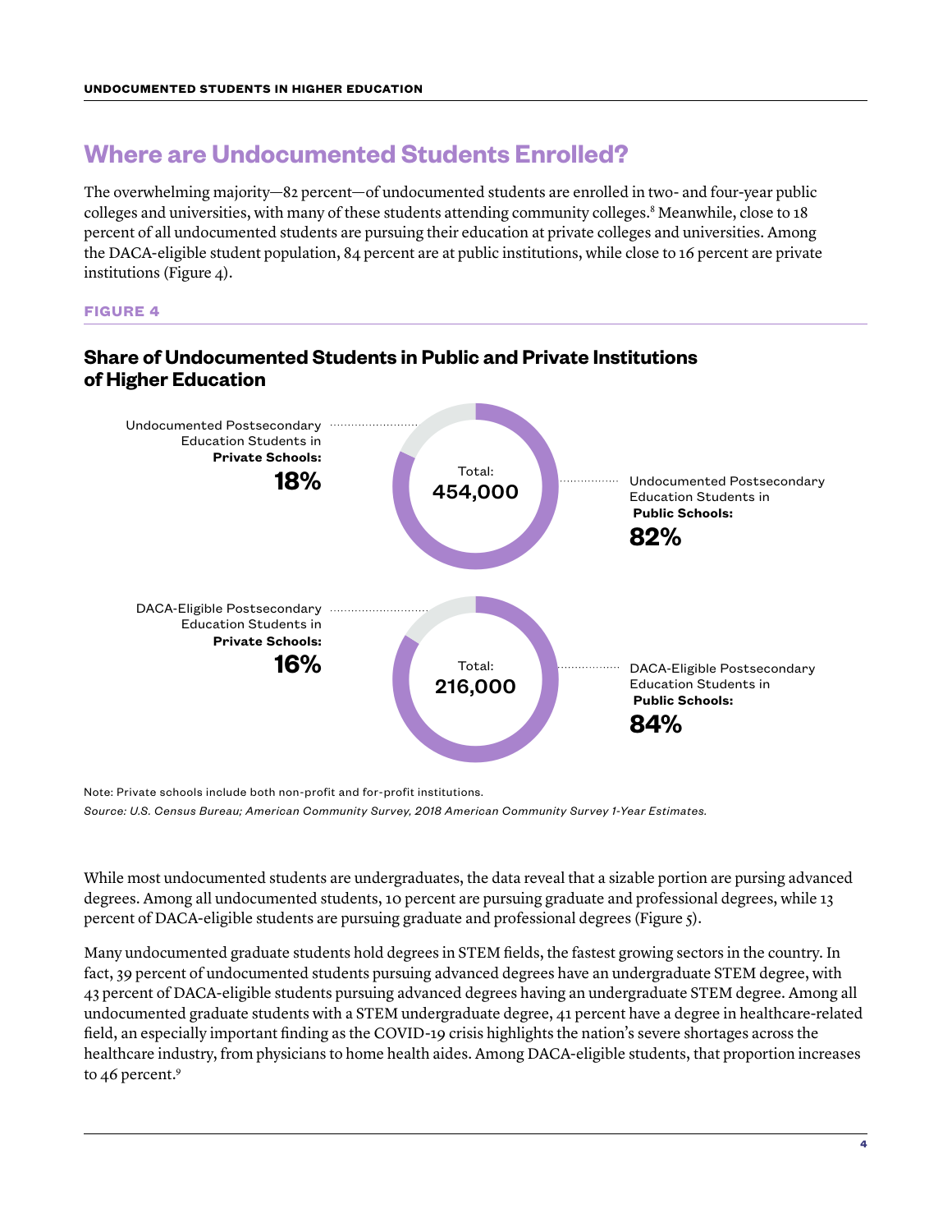## Where are Undocumented Students Enrolled?

The overwhelming majority—82 percent—of undocumented students are enrolled in two- and four-year public colleges and universities, with many of these students attending community colleges.[8] Meanwhile, close to 18 percent of all undocumented students are pursuing their education at private colleges and universities. Among the DACA-eligible student population, 84 percent are at public institutions, while close to 16 percent are private institutions (Figure 4).

**FIGURE 4**

### Share of Undocumented Students in Public and Private Institutions of Higher Education

Undocumented Postsecondary Education Students in **Private Schools:** **18%**

Total: 454,000

Undocumented Postsecondary Education Students in **Public Schools:** **82%**

DACA-Eligible Postsecondary Education Students in **Private Schools:** **16%**

Total: 216,000

DACA-Eligible Postsecondary Education Students in **Public Schools:** **84%**

Note: Private schools include both non-profit and for-profit institutions.

*Source: U.S. Census Bureau; American Community Survey, 2018 American Community Survey 1-Year Estimates.*

While most undocumented students are undergraduates, the data reveal that a sizable portion are pursing advanced degrees. Among all undocumented students, 10 percent are pursuing graduate and professional degrees, while 13 percent of DACA-eligible students are pursuing graduate and professional degrees (Figure 5).

Many undocumented graduate students hold degrees in STEM fields, the fastest growing sectors in the country. In fact, 39 percent of undocumented students pursuing advanced degrees have an undergraduate STEM degree, with 43 percent of DACA-eligible students pursuing advanced degrees having an undergraduate STEM degree. Among all undocumented graduate students with a STEM undergraduate degree, 41 percent have a degree in healthcare-related field, an especially important finding as the COVID-19 crisis highlights the nation's severe shortages across the healthcare industry, from physicians to home health aides. Among DACA-eligible students, that proportion increases to 46 percent.[9]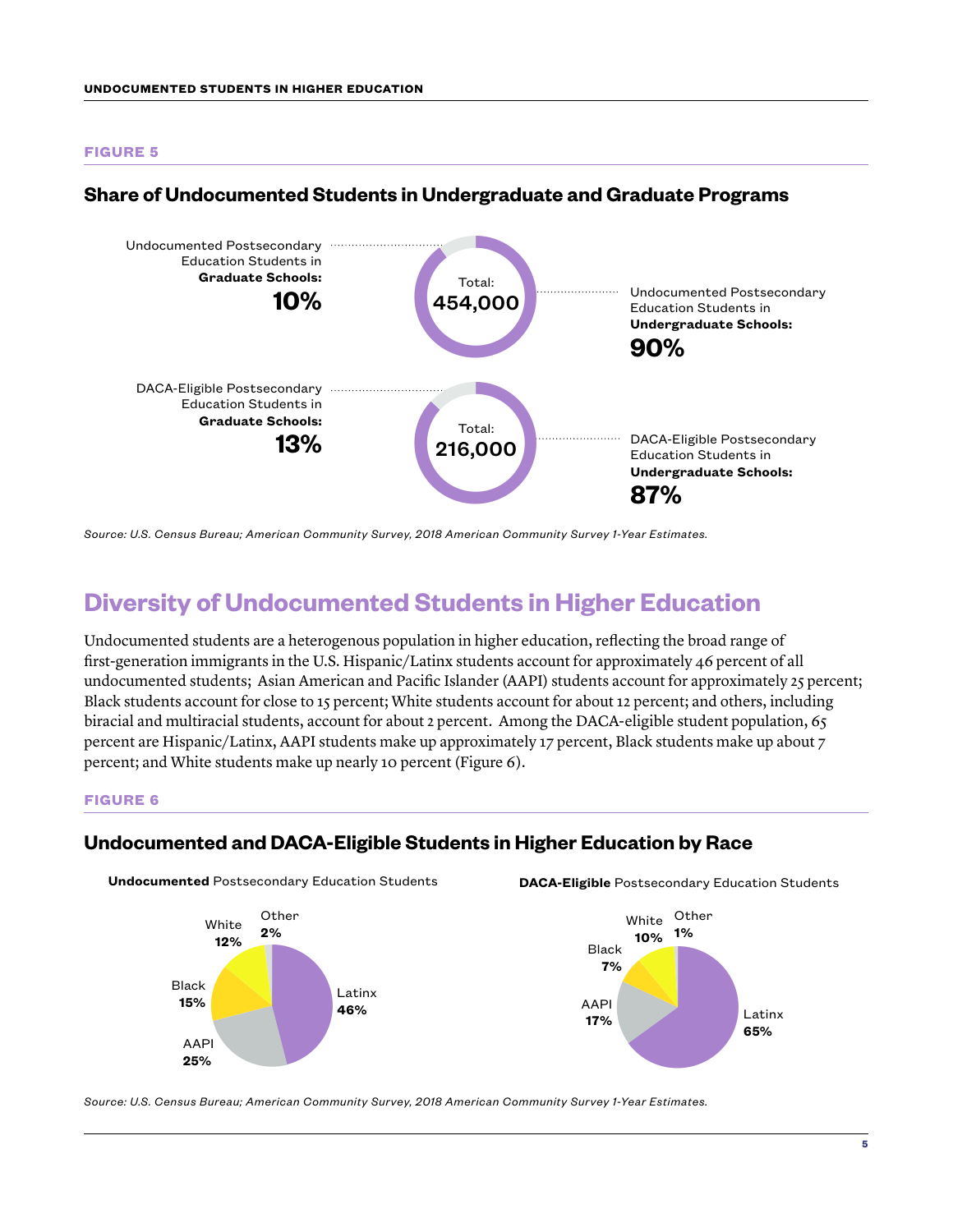**FIGURE 5**

### Share of Undocumented Students in Undergraduate and Graduate Programs

Undocumented Postsecondary Education Students in **Graduate Schools:** **10%**

Total: **454,000**

Undocumented Postsecondary Education Students in **Undergraduate Schools:** **90%**

DACA-Eligible Postsecondary Education Students in **Graduate Schools:** **13%**

Total: **216,000**

DACA-Eligible Postsecondary Education Students in **Undergraduate Schools:** **87%**

*Source: U.S. Census Bureau; American Community Survey, 2018 American Community Survey 1-Year Estimates.*

## Diversity of Undocumented Students in Higher Education

Undocumented students are a heterogenous population in higher education, reflecting the broad range of first-generation immigrants in the U.S. Hispanic/Latinx students account for approximately 46 percent of all undocumented students; Asian American and Pacific Islander (AAPI) students account for approximately 25 percent; Black students account for close to 15 percent; White students account for about 12 percent; and others, including biracial and multiracial students, account for about 2 percent. Among the DACA-eligible student population, 65 percent are Hispanic/Latinx, AAPI students make up approximately 17 percent, Black students make up about 7 percent; and White students make up nearly 10 percent (Figure 6).

**FIGURE 6**

### Undocumented and DACA-Eligible Students in Higher Education by Race

**Undocumented** Postsecondary Education Students

| Race | Share |
|---|---|
| Latinx | 46% |
| AAPI | 25% |
| Black | 15% |
| White | 12% |
| Other | 2% |

**DACA-Eligible** Postsecondary Education Students

| Race | Share |
|---|---|
| Latinx | 65% |
| AAPI | 17% |
| Black | 7% |
| White | 10% |
| Other | 1% |

*Source: U.S. Census Bureau; American Community Survey, 2018 American Community Survey 1-Year Estimates.*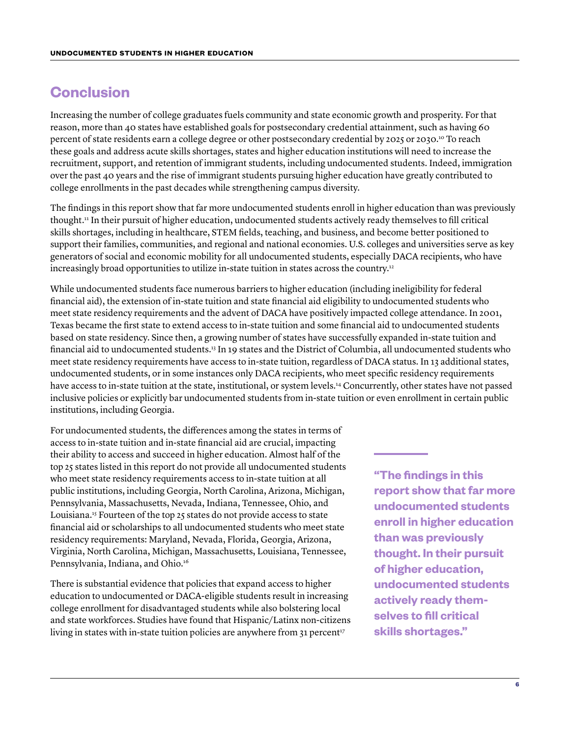## Conclusion

Increasing the number of college graduates fuels community and state economic growth and prosperity. For that reason, more than 40 states have established goals for postsecondary credential attainment, such as having 60 percent of state residents earn a college degree or other postsecondary credential by 2025 or 2030.[10] To reach these goals and address acute skills shortages, states and higher education institutions will need to increase the recruitment, support, and retention of immigrant students, including undocumented students. Indeed, immigration over the past 40 years and the rise of immigrant students pursuing higher education have greatly contributed to college enrollments in the past decades while strengthening campus diversity.

The findings in this report show that far more undocumented students enroll in higher education than was previously thought.[11] In their pursuit of higher education, undocumented students actively ready themselves to fill critical skills shortages, including in healthcare, STEM fields, teaching, and business, and become better positioned to support their families, communities, and regional and national economies. U.S. colleges and universities serve as key generators of social and economic mobility for all undocumented students, especially DACA recipients, who have increasingly broad opportunities to utilize in-state tuition in states across the country.[12]

While undocumented students face numerous barriers to higher education (including ineligibility for federal financial aid), the extension of in-state tuition and state financial aid eligibility to undocumented students who meet state residency requirements and the advent of DACA have positively impacted college attendance. In 2001, Texas became the first state to extend access to in-state tuition and some financial aid to undocumented students based on state residency. Since then, a growing number of states have successfully expanded in-state tuition and financial aid to undocumented students.[13] In 19 states and the District of Columbia, all undocumented students who meet state residency requirements have access to in-state tuition, regardless of DACA status. In 13 additional states, undocumented students, or in some instances only DACA recipients, who meet specific residency requirements have access to in-state tuition at the state, institutional, or system levels.[14] Concurrently, other states have not passed inclusive policies or explicitly bar undocumented students from in-state tuition or even enrollment in certain public institutions, including Georgia.

For undocumented students, the differences among the states in terms of access to in-state tuition and in-state financial aid are crucial, impacting their ability to access and succeed in higher education. Almost half of the top 25 states listed in this report do not provide all undocumented students who meet state residency requirements access to in-state tuition at all public institutions, including Georgia, North Carolina, Arizona, Michigan, Pennsylvania, Massachusetts, Nevada, Indiana, Tennessee, Ohio, and Louisiana.[15] Fourteen of the top 25 states do not provide access to state financial aid or scholarships to all undocumented students who meet state residency requirements: Maryland, Nevada, Florida, Georgia, Arizona, Virginia, North Carolina, Michigan, Massachusetts, Louisiana, Tennessee, Pennsylvania, Indiana, and Ohio.[16]

There is substantial evidence that policies that expand access to higher education to undocumented or DACA-eligible students result in increasing college enrollment for disadvantaged students while also bolstering local and state workforces. Studies have found that Hispanic/Latinx non-citizens living in states with in-state tuition policies are anywhere from 31 percent[17]

**"The findings in this report show that far more undocumented students enroll in higher education than was previously thought. In their pursuit of higher education, undocumented students actively ready themselves to fill critical skills shortages."**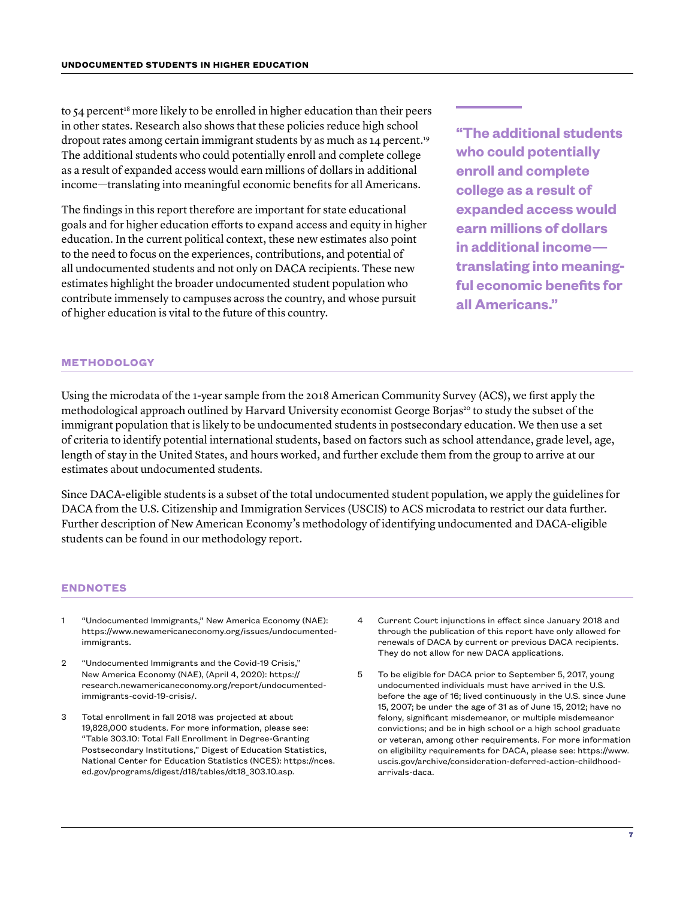to 54 percent[18] more likely to be enrolled in higher education than their peers in other states. Research also shows that these policies reduce high school dropout rates among certain immigrant students by as much as 14 percent.[19] The additional students who could potentially enroll and complete college as a result of expanded access would earn millions of dollars in additional income—translating into meaningful economic benefits for all Americans.

The findings in this report therefore are important for state educational goals and for higher education efforts to expand access and equity in higher education. In the current political context, these new estimates also point to the need to focus on the experiences, contributions, and potential of all undocumented students and not only on DACA recipients. These new estimates highlight the broader undocumented student population who contribute immensely to campuses across the country, and whose pursuit of higher education is vital to the future of this country.

> **"The additional students who could potentially enroll and complete college as a result of expanded access would earn millions of dollars in additional income—translating into meaningful economic benefits for all Americans."**

## METHODOLOGY

Using the microdata of the 1-year sample from the 2018 American Community Survey (ACS), we first apply the methodological approach outlined by Harvard University economist George Borjas[20] to study the subset of the immigrant population that is likely to be undocumented students in postsecondary education. We then use a set of criteria to identify potential international students, based on factors such as school attendance, grade level, age, length of stay in the United States, and hours worked, and further exclude them from the group to arrive at our estimates about undocumented students.

Since DACA-eligible students is a subset of the total undocumented student population, we apply the guidelines for DACA from the U.S. Citizenship and Immigration Services (USCIS) to ACS microdata to restrict our data further. Further description of New American Economy's methodology of identifying undocumented and DACA-eligible students can be found in our methodology report.

## ENDNOTES

1. "Undocumented Immigrants," New America Economy (NAE): https://www.newamericaneconomy.org/issues/undocumented-immigrants.
2. "Undocumented Immigrants and the Covid-19 Crisis," New America Economy (NAE), (April 4, 2020): https://research.newamericaneconomy.org/report/undocumented-immigrants-covid-19-crisis/.
3. Total enrollment in fall 2018 was projected at about 19,828,000 students. For more information, please see: "Table 303.10: Total Fall Enrollment in Degree-Granting Postsecondary Institutions," Digest of Education Statistics, National Center for Education Statistics (NCES): https://nces.ed.gov/programs/digest/d18/tables/dt18_303.10.asp.
4. Current Court injunctions in effect since January 2018 and through the publication of this report have only allowed for renewals of DACA by current or previous DACA recipients. They do not allow for new DACA applications.
5. To be eligible for DACA prior to September 5, 2017, young undocumented individuals must have arrived in the U.S. before the age of 16; lived continuously in the U.S. since June 15, 2007; be under the age of 31 as of June 15, 2012; have no felony, significant misdemeanor, or multiple misdemeanor convictions; and be in high school or a high school graduate or veteran, among other requirements. For more information on eligibility requirements for DACA, please see: https://www.uscis.gov/archive/consideration-deferred-action-childhood-arrivals-daca.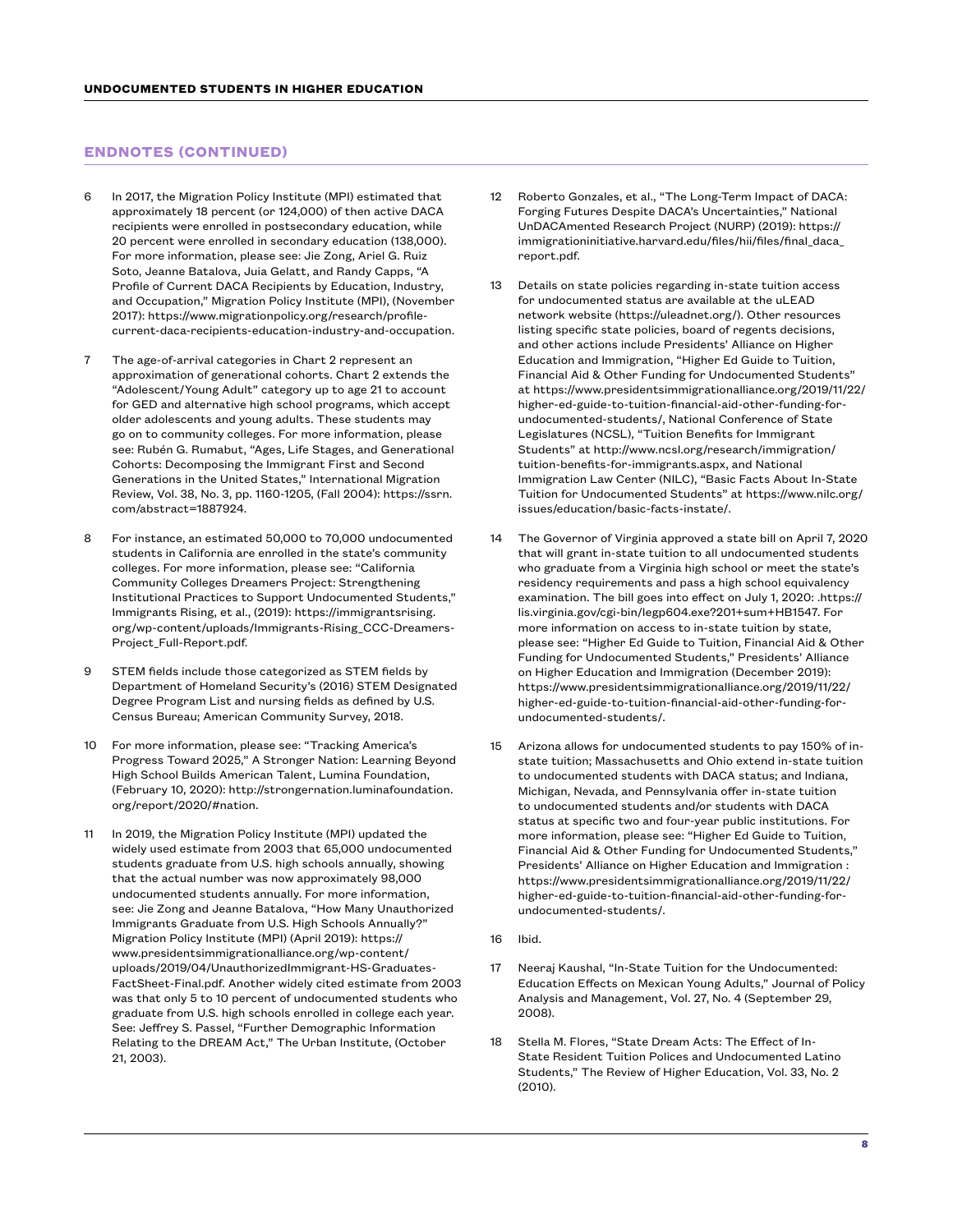## ENDNOTES (CONTINUED)

6 In 2017, the Migration Policy Institute (MPI) estimated that approximately 18 percent (or 124,000) of then active DACA recipients were enrolled in postsecondary education, while 20 percent were enrolled in secondary education (138,000). For more information, please see: Jie Zong, Ariel G. Ruiz Soto, Jeanne Batalova, Juia Gelatt, and Randy Capps, "A Profile of Current DACA Recipients by Education, Industry, and Occupation," Migration Policy Institute (MPI), (November 2017): https://www.migrationpolicy.org/research/profile-current-daca-recipients-education-industry-and-occupation.

7 The age-of-arrival categories in Chart 2 represent an approximation of generational cohorts. Chart 2 extends the "Adolescent/Young Adult" category up to age 21 to account for GED and alternative high school programs, which accept older adolescents and young adults. These students may go on to community colleges. For more information, please see: Rubén G. Rumabut, "Ages, Life Stages, and Generational Cohorts: Decomposing the Immigrant First and Second Generations in the United States," International Migration Review, Vol. 38, No. 3, pp. 1160-1205, (Fall 2004): https://ssrn.com/abstract=1887924.

8 For instance, an estimated 50,000 to 70,000 undocumented students in California are enrolled in the state's community colleges. For more information, please see: "California Community Colleges Dreamers Project: Strengthening Institutional Practices to Support Undocumented Students," Immigrants Rising, et al., (2019): https://immigrantsrising.org/wp-content/uploads/Immigrants-Rising_CCC-Dreamers-Project_Full-Report.pdf.

9 STEM fields include those categorized as STEM fields by Department of Homeland Security's (2016) STEM Designated Degree Program List and nursing fields as defined by U.S. Census Bureau; American Community Survey, 2018.

10 For more information, please see: "Tracking America's Progress Toward 2025," A Stronger Nation: Learning Beyond High School Builds American Talent, Lumina Foundation, (February 10, 2020): http://strongernation.luminafoundation.org/report/2020/#nation.

11 In 2019, the Migration Policy Institute (MPI) updated the widely used estimate from 2003 that 65,000 undocumented students graduate from U.S. high schools annually, showing that the actual number was now approximately 98,000 undocumented students annually. For more information, see: Jie Zong and Jeanne Batalova, "How Many Unauthorized Immigrants Graduate from U.S. High Schools Annually?" Migration Policy Institute (MPI) (April 2019): https://www.presidentsimmigrationalliance.org/wp-content/uploads/2019/04/UnauthorizedImmigrant-HS-Graduates-FactSheet-Final.pdf. Another widely cited estimate from 2003 was that only 5 to 10 percent of undocumented students who graduate from U.S. high schools enrolled in college each year. See: Jeffrey S. Passel, "Further Demographic Information Relating to the DREAM Act," The Urban Institute, (October 21, 2003).

12 Roberto Gonzales, et al., "The Long-Term Impact of DACA: Forging Futures Despite DACA's Uncertainties," National UnDACAmented Research Project (NURP) (2019): https://immigrationinitiative.harvard.edu/files/hii/files/final_daca_report.pdf.

13 Details on state policies regarding in-state tuition access for undocumented status are available at the uLEAD network website (https://uleadnet.org/). Other resources listing specific state policies, board of regents decisions, and other actions include Presidents' Alliance on Higher Education and Immigration, "Higher Ed Guide to Tuition, Financial Aid & Other Funding for Undocumented Students" at https://www.presidentsimmigrationalliance.org/2019/11/22/higher-ed-guide-to-tuition-financial-aid-other-funding-for-undocumented-students/, National Conference of State Legislatures (NCSL), "Tuition Benefits for Immigrant Students" at http://www.ncsl.org/research/immigration/tuition-benefits-for-immigrants.aspx, and National Immigration Law Center (NILC), "Basic Facts About In-State Tuition for Undocumented Students" at https://www.nilc.org/issues/education/basic-facts-instate/.

14 The Governor of Virginia approved a state bill on April 7, 2020 that will grant in-state tuition to all undocumented students who graduate from a Virginia high school or meet the state's residency requirements and pass a high school equivalency examination. The bill goes into effect on July 1, 2020: .https://lis.virginia.gov/cgi-bin/legp604.exe?201+sum+HB1547. For more information on access to in-state tuition by state, please see: "Higher Ed Guide to Tuition, Financial Aid & Other Funding for Undocumented Students," Presidents' Alliance on Higher Education and Immigration (December 2019): https://www.presidentsimmigrationalliance.org/2019/11/22/higher-ed-guide-to-tuition-financial-aid-other-funding-for-undocumented-students/.

15 Arizona allows for undocumented students to pay 150% of in-state tuition; Massachusetts and Ohio extend in-state tuition to undocumented students with DACA status; and Indiana, Michigan, Nevada, and Pennsylvania offer in-state tuition to undocumented students and/or students with DACA status at specific two and four-year public institutions. For more information, please see: "Higher Ed Guide to Tuition, Financial Aid & Other Funding for Undocumented Students," Presidents' Alliance on Higher Education and Immigration : https://www.presidentsimmigrationalliance.org/2019/11/22/higher-ed-guide-to-tuition-financial-aid-other-funding-for-undocumented-students/.

16 Ibid.

17 Neeraj Kaushal, "In-State Tuition for the Undocumented: Education Effects on Mexican Young Adults," Journal of Policy Analysis and Management, Vol. 27, No. 4 (September 29, 2008).

18 Stella M. Flores, "State Dream Acts: The Effect of In-State Resident Tuition Polices and Undocumented Latino Students," The Review of Higher Education, Vol. 33, No. 2 (2010).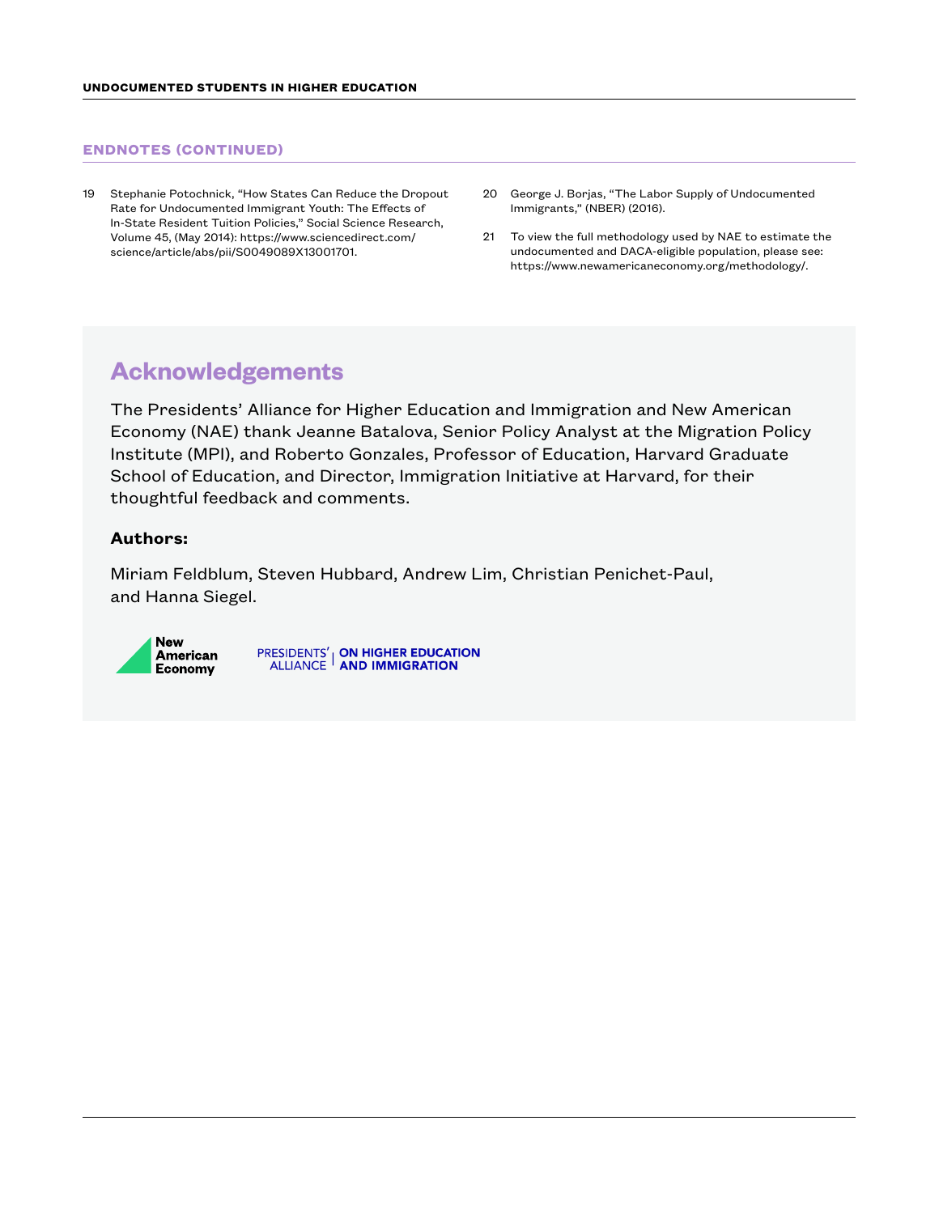## ENDNOTES (CONTINUED)

19 Stephanie Potochnick, "How States Can Reduce the Dropout Rate for Undocumented Immigrant Youth: The Effects of In-State Resident Tuition Policies," Social Science Research, Volume 45, (May 2014): https://www.sciencedirect.com/science/article/abs/pii/S0049089X13001701.

20 George J. Borjas, "The Labor Supply of Undocumented Immigrants," (NBER) (2016).

21 To view the full methodology used by NAE to estimate the undocumented and DACA-eligible population, please see: https://www.newamericaneconomy.org/methodology/.

# Acknowledgements

The Presidents' Alliance for Higher Education and Immigration and New American Economy (NAE) thank Jeanne Batalova, Senior Policy Analyst at the Migration Policy Institute (MPI), and Roberto Gonzales, Professor of Education, Harvard Graduate School of Education, and Director, Immigration Initiative at Harvard, for their thoughtful feedback and comments.

**Authors:**

Miriam Feldblum, Steven Hubbard, Andrew Lim, Christian Penichet-Paul, and Hanna Siegel.

New American Economy

PRESIDENTS' ALLIANCE | ON HIGHER EDUCATION AND IMMIGRATION